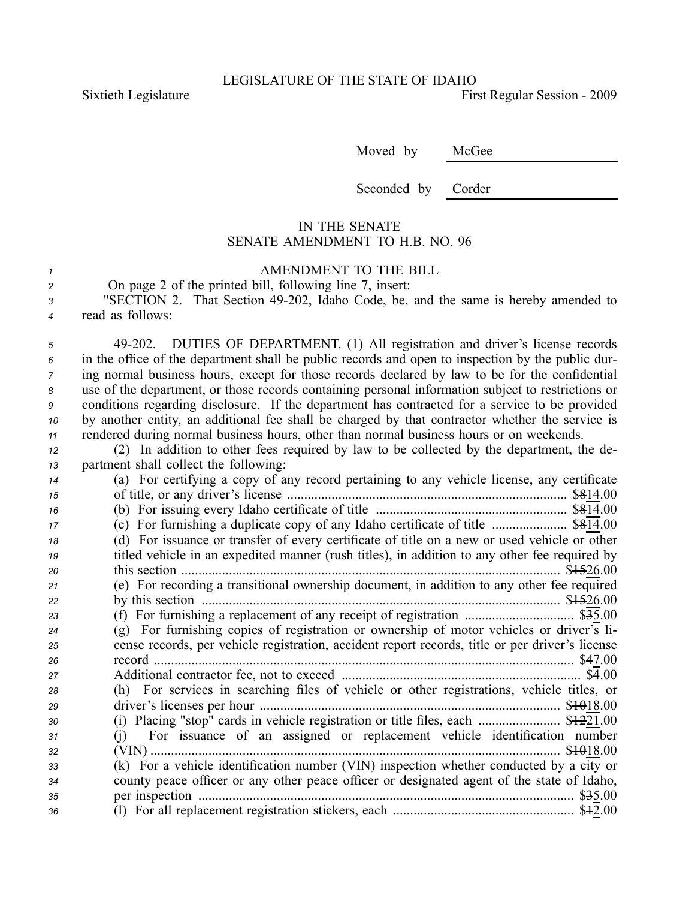LEGISLATURE OF THE STATE OF IDAHO

Sixtieth Legislature First Regular Session - 2009

Moved by McGee

Seconded by Corder

IN THE SENATE
SENATE AMENDMENT TO H.B. NO. 96

AMENDMENT TO THE BILL

On page 2 of the printed bill, following line 7, insert:

"SECTION 2. That Section 49-202, Idaho Code, be, and the same is hereby amended to read as follows:

49-202. DUTIES OF DEPARTMENT. (1) All registration and driver's license records in the office of the department shall be public records and open to inspection by the public during normal business hours, except for those records declared by law to be for the confidential use of the department, or those records containing personal information subject to restrictions or conditions regarding disclosure. If the department has contracted for a service to be provided by another entity, an additional fee shall be charged by that contractor whether the service is rendered during normal business hours, other than normal business hours or on weekends.

(2) In addition to other fees required by law to be collected by the department, the department shall collect the following:

(a) For certifying a copy of any record pertaining to any vehicle license, any certificate of title, or any driver's license ........ $~~8~~14.00

(b) For issuing every Idaho certificate of title ........ $~~8~~14.00

(c) For furnishing a duplicate copy of any Idaho certificate of title ........ $~~8~~14.00

(d) For issuance or transfer of every certificate of title on a new or used vehicle or other titled vehicle in an expedited manner (rush titles), in addition to any other fee required by this section ........ $~~15~~26.00

(e) For recording a transitional ownership document, in addition to any other fee required by this section ........ $~~15~~26.00

(f) For furnishing a replacement of any receipt of registration ........ $~~3~~5.00

(g) For furnishing copies of registration or ownership of motor vehicles or driver's license records, per vehicle registration, accident report records, title or per driver's license record ........ $~~4~~7.00

Additional contractor fee, not to exceed ........ $4.00

(h) For services in searching files of vehicle or other registrations, vehicle titles, or driver's licenses per hour ........ $~~10~~18.00

(i) Placing "stop" cards in vehicle registration or title files, each ........ $~~12~~21.00

(j) For issuance of an assigned or replacement vehicle identification number (VIN) ........ $~~10~~18.00

(k) For a vehicle identification number (VIN) inspection whether conducted by a city or county peace officer or any other peace officer or designated agent of the state of Idaho, per inspection ........ $~~3~~5.00

(l) For all replacement registration stickers, each ........ $~~1~~2.00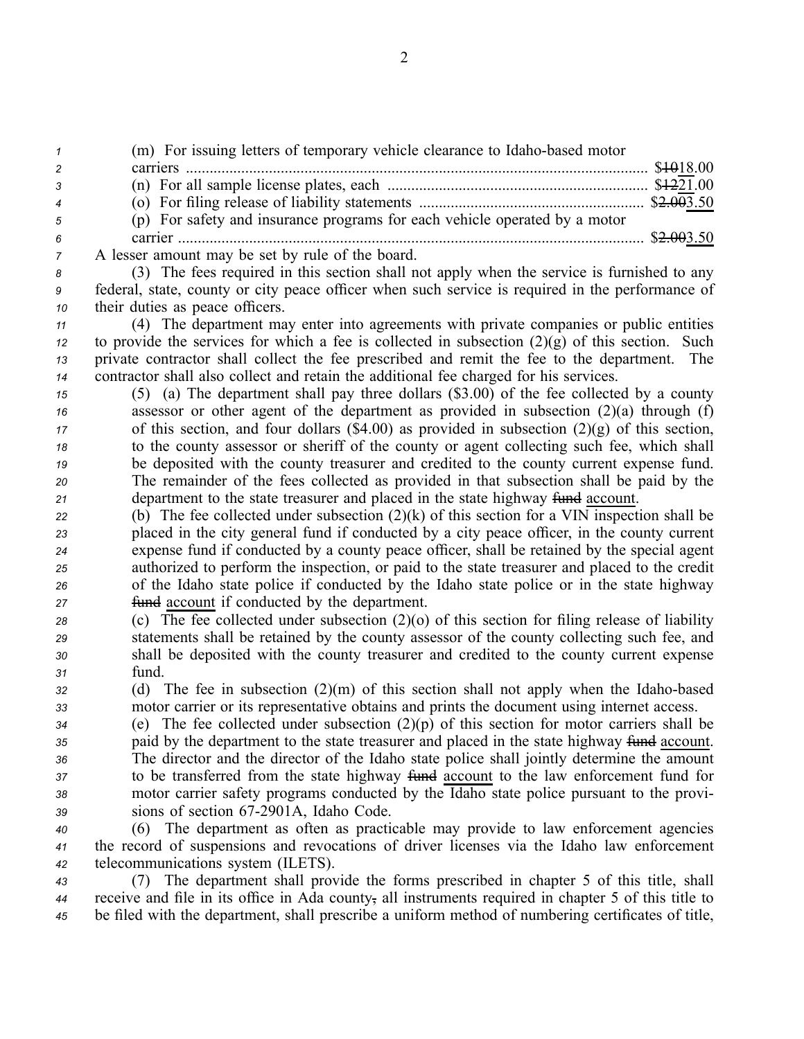(m) For issuing letters of temporary vehicle clearance to Idaho-based motor carriers ........................ ~~$10~~18.00

(n) For all sample license plates, each ........................ ~~$12~~21.00

(o) For filing release of liability statements ........................ ~~$2.00~~3.50

(p) For safety and insurance programs for each vehicle operated by a motor carrier ........................ ~~$2.00~~3.50

A lesser amount may be set by rule of the board.

(3) The fees required in this section shall not apply when the service is furnished to any federal, state, county or city peace officer when such service is required in the performance of their duties as peace officers.

(4) The department may enter into agreements with private companies or public entities to provide the services for which a fee is collected in subsection (2)(g) of this section. Such private contractor shall collect the fee prescribed and remit the fee to the department. The contractor shall also collect and retain the additional fee charged for his services.

(5) (a) The department shall pay three dollars ($3.00) of the fee collected by a county assessor or other agent of the department as provided in subsection (2)(a) through (f) of this section, and four dollars ($4.00) as provided in subsection (2)(g) of this section, to the county assessor or sheriff of the county or agent collecting such fee, which shall be deposited with the county treasurer and credited to the county current expense fund. The remainder of the fees collected as provided in that subsection shall be paid by the department to the state treasurer and placed in the state highway ~~fund~~ account.

(b) The fee collected under subsection (2)(k) of this section for a VIN inspection shall be placed in the city general fund if conducted by a city peace officer, in the county current expense fund if conducted by a county peace officer, shall be retained by the special agent authorized to perform the inspection, or paid to the state treasurer and placed to the credit of the Idaho state police if conducted by the Idaho state police or in the state highway ~~fund~~ account if conducted by the department.

(c) The fee collected under subsection (2)(o) of this section for filing release of liability statements shall be retained by the county assessor of the county collecting such fee, and shall be deposited with the county treasurer and credited to the county current expense fund.

(d) The fee in subsection (2)(m) of this section shall not apply when the Idaho-based motor carrier or its representative obtains and prints the document using internet access.

(e) The fee collected under subsection (2)(p) of this section for motor carriers shall be paid by the department to the state treasurer and placed in the state highway ~~fund~~ account. The director and the director of the Idaho state police shall jointly determine the amount to be transferred from the state highway ~~fund~~ account to the law enforcement fund for motor carrier safety programs conducted by the Idaho state police pursuant to the provisions of section 67-2901A, Idaho Code.

(6) The department as often as practicable may provide to law enforcement agencies the record of suspensions and revocations of driver licenses via the Idaho law enforcement telecommunications system (ILETS).

(7) The department shall provide the forms prescribed in chapter 5 of this title, shall receive and file in its office in Ada county~~,~~ all instruments required in chapter 5 of this title to be filed with the department, shall prescribe a uniform method of numbering certificates of title,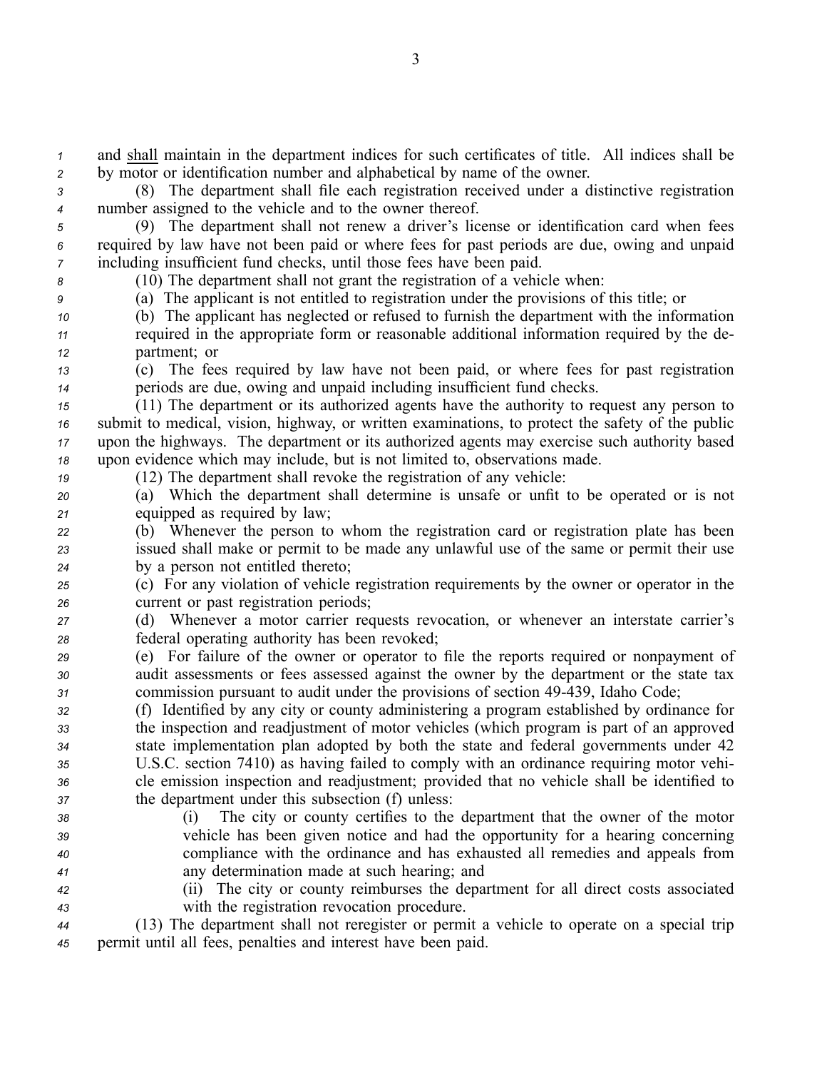and <u>shall</u> maintain in the department indices for such certificates of title. All indices shall be by motor or identification number and alphabetical by name of the owner.

(8) The department shall file each registration received under a distinctive registration number assigned to the vehicle and to the owner thereof.

(9) The department shall not renew a driver's license or identification card when fees required by law have not been paid or where fees for past periods are due, owing and unpaid including insufficient fund checks, until those fees have been paid.

(10) The department shall not grant the registration of a vehicle when:

(a) The applicant is not entitled to registration under the provisions of this title; or

(b) The applicant has neglected or refused to furnish the department with the information required in the appropriate form or reasonable additional information required by the department; or

(c) The fees required by law have not been paid, or where fees for past registration periods are due, owing and unpaid including insufficient fund checks.

(11) The department or its authorized agents have the authority to request any person to submit to medical, vision, highway, or written examinations, to protect the safety of the public upon the highways. The department or its authorized agents may exercise such authority based upon evidence which may include, but is not limited to, observations made.

(12) The department shall revoke the registration of any vehicle:

(a) Which the department shall determine is unsafe or unfit to be operated or is not equipped as required by law;

(b) Whenever the person to whom the registration card or registration plate has been issued shall make or permit to be made any unlawful use of the same or permit their use by a person not entitled thereto;

(c) For any violation of vehicle registration requirements by the owner or operator in the current or past registration periods;

(d) Whenever a motor carrier requests revocation, or whenever an interstate carrier's federal operating authority has been revoked;

(e) For failure of the owner or operator to file the reports required or nonpayment of audit assessments or fees assessed against the owner by the department or the state tax commission pursuant to audit under the provisions of section 49-439, Idaho Code;

(f) Identified by any city or county administering a program established by ordinance for the inspection and readjustment of motor vehicles (which program is part of an approved state implementation plan adopted by both the state and federal governments under 42 U.S.C. section 7410) as having failed to comply with an ordinance requiring motor vehicle emission inspection and readjustment; provided that no vehicle shall be identified to the department under this subsection (f) unless:

(i) The city or county certifies to the department that the owner of the motor vehicle has been given notice and had the opportunity for a hearing concerning compliance with the ordinance and has exhausted all remedies and appeals from any determination made at such hearing; and

(ii) The city or county reimburses the department for all direct costs associated with the registration revocation procedure.

(13) The department shall not reregister or permit a vehicle to operate on a special trip permit until all fees, penalties and interest have been paid.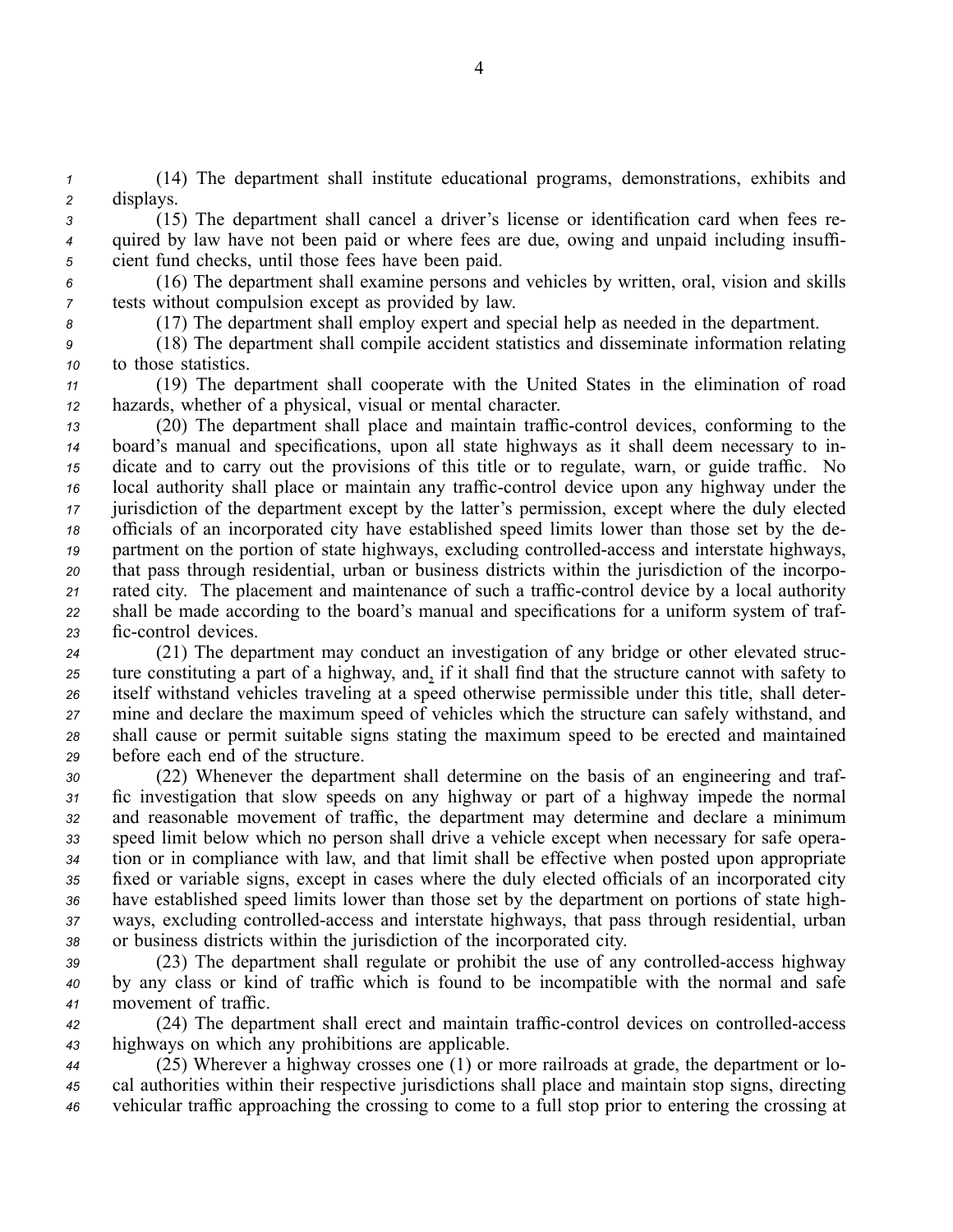(14) The department shall institute educational programs, demonstrations, exhibits and displays.

(15) The department shall cancel a driver's license or identification card when fees required by law have not been paid or where fees are due, owing and unpaid including insufficient fund checks, until those fees have been paid.

(16) The department shall examine persons and vehicles by written, oral, vision and skills tests without compulsion except as provided by law.

(17) The department shall employ expert and special help as needed in the department.

(18) The department shall compile accident statistics and disseminate information relating to those statistics.

(19) The department shall cooperate with the United States in the elimination of road hazards, whether of a physical, visual or mental character.

(20) The department shall place and maintain traffic-control devices, conforming to the board's manual and specifications, upon all state highways as it shall deem necessary to indicate and to carry out the provisions of this title or to regulate, warn, or guide traffic. No local authority shall place or maintain any traffic-control device upon any highway under the jurisdiction of the department except by the latter's permission, except where the duly elected officials of an incorporated city have established speed limits lower than those set by the department on the portion of state highways, excluding controlled-access and interstate highways, that pass through residential, urban or business districts within the jurisdiction of the incorporated city. The placement and maintenance of such a traffic-control device by a local authority shall be made according to the board's manual and specifications for a uniform system of traffic-control devices.

(21) The department may conduct an investigation of any bridge or other elevated structure constituting a part of a highway, and, if it shall find that the structure cannot with safety to itself withstand vehicles traveling at a speed otherwise permissible under this title, shall determine and declare the maximum speed of vehicles which the structure can safely withstand, and shall cause or permit suitable signs stating the maximum speed to be erected and maintained before each end of the structure.

(22) Whenever the department shall determine on the basis of an engineering and traffic investigation that slow speeds on any highway or part of a highway impede the normal and reasonable movement of traffic, the department may determine and declare a minimum speed limit below which no person shall drive a vehicle except when necessary for safe operation or in compliance with law, and that limit shall be effective when posted upon appropriate fixed or variable signs, except in cases where the duly elected officials of an incorporated city have established speed limits lower than those set by the department on portions of state highways, excluding controlled-access and interstate highways, that pass through residential, urban or business districts within the jurisdiction of the incorporated city.

(23) The department shall regulate or prohibit the use of any controlled-access highway by any class or kind of traffic which is found to be incompatible with the normal and safe movement of traffic.

(24) The department shall erect and maintain traffic-control devices on controlled-access highways on which any prohibitions are applicable.

(25) Wherever a highway crosses one (1) or more railroads at grade, the department or local authorities within their respective jurisdictions shall place and maintain stop signs, directing vehicular traffic approaching the crossing to come to a full stop prior to entering the crossing at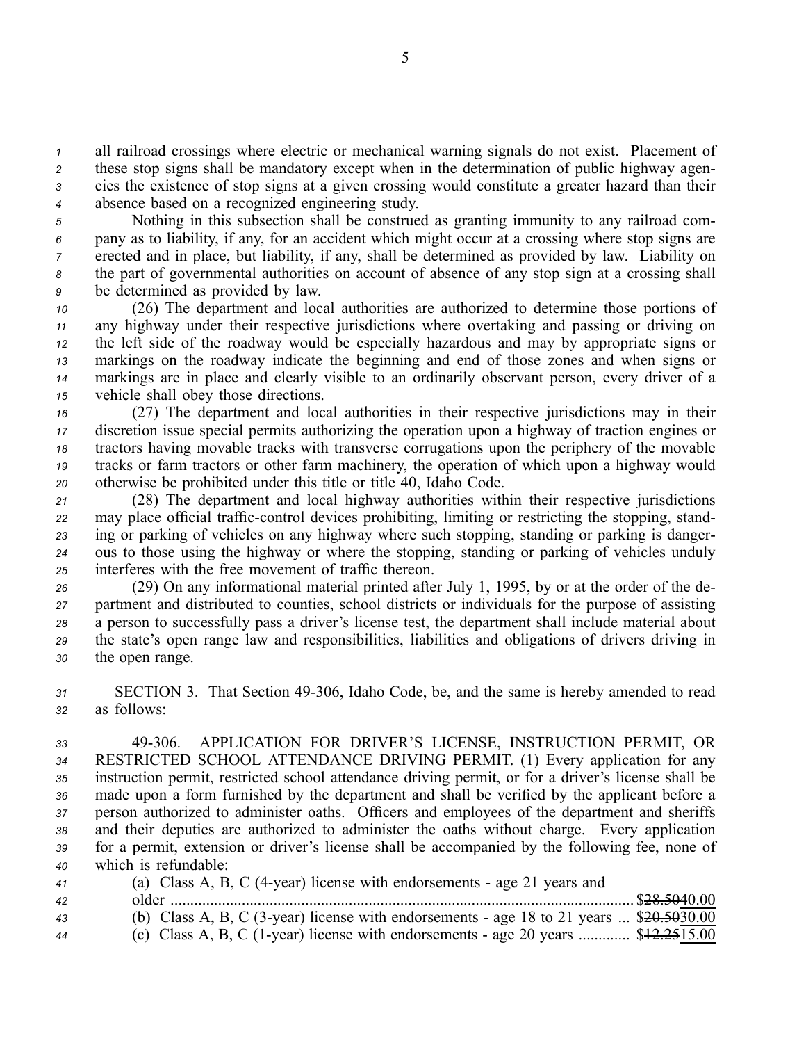all railroad crossings where electric or mechanical warning signals do not exist. Placement of these stop signs shall be mandatory except when in the determination of public highway agencies the existence of stop signs at a given crossing would constitute a greater hazard than their absence based on a recognized engineering study.

Nothing in this subsection shall be construed as granting immunity to any railroad company as to liability, if any, for an accident which might occur at a crossing where stop signs are erected and in place, but liability, if any, shall be determined as provided by law. Liability on the part of governmental authorities on account of absence of any stop sign at a crossing shall be determined as provided by law.

(26) The department and local authorities are authorized to determine those portions of any highway under their respective jurisdictions where overtaking and passing or driving on the left side of the roadway would be especially hazardous and may by appropriate signs or markings on the roadway indicate the beginning and end of those zones and when signs or markings are in place and clearly visible to an ordinarily observant person, every driver of a vehicle shall obey those directions.

(27) The department and local authorities in their respective jurisdictions may in their discretion issue special permits authorizing the operation upon a highway of traction engines or tractors having movable tracks with transverse corrugations upon the periphery of the movable tracks or farm tractors or other farm machinery, the operation of which upon a highway would otherwise be prohibited under this title or title 40, Idaho Code.

(28) The department and local highway authorities within their respective jurisdictions may place official traffic-control devices prohibiting, limiting or restricting the stopping, standing or parking of vehicles on any highway where such stopping, standing or parking is dangerous to those using the highway or where the stopping, standing or parking of vehicles unduly interferes with the free movement of traffic thereon.

(29) On any informational material printed after July 1, 1995, by or at the order of the department and distributed to counties, school districts or individuals for the purpose of assisting a person to successfully pass a driver's license test, the department shall include material about the state's open range law and responsibilities, liabilities and obligations of drivers driving in the open range.

SECTION 3. That Section 49-306, Idaho Code, be, and the same is hereby amended to read as follows:

49-306. APPLICATION FOR DRIVER'S LICENSE, INSTRUCTION PERMIT, OR RESTRICTED SCHOOL ATTENDANCE DRIVING PERMIT. (1) Every application for any instruction permit, restricted school attendance driving permit, or for a driver's license shall be made upon a form furnished by the department and shall be verified by the applicant before a person authorized to administer oaths. Officers and employees of the department and sheriffs and their deputies are authorized to administer the oaths without charge. Every application for a permit, extension or driver's license shall be accompanied by the following fee, none of which is refundable:

(a) Class A, B, C (4-year) license with endorsements - age 21 years and older .................................................................................................. $~~28.50~~40.00

(b) Class A, B, C (3-year) license with endorsements - age 18 to 21 years ... $~~20.50~~30.00

(c) Class A, B, C (1-year) license with endorsements - age 20 years ............ $~~12.25~~15.00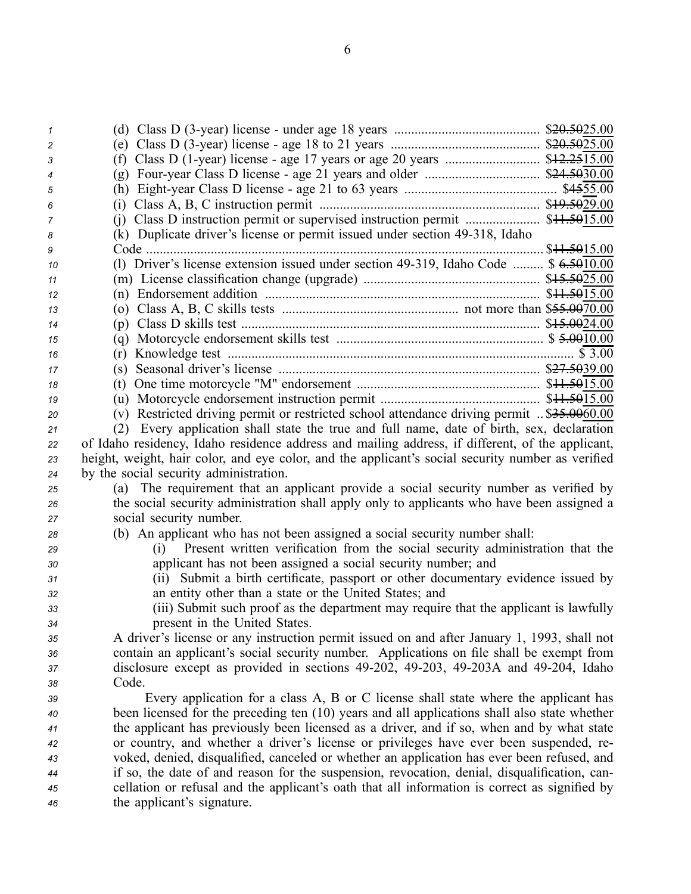(d) Class D (3-year) license - under age 18 years .......................................... ~~$20.50~~$25.00
(e) Class D (3-year) license - age 18 to 21 years .......................................... ~~$20.50~~$25.00
(f) Class D (1-year) license - age 17 years or age 20 years .......................... ~~$12.25~~$15.00
(g) Four-year Class D license - age 21 years and older ................................. ~~$24.50~~$30.00
(h) Eight-year Class D license - age 21 to 63 years .......................................... ~~$45~~$55.00
(i) Class A, B, C instruction permit ................................................................ ~~$19.50~~$29.00
(j) Class D instruction permit or supervised instruction permit ..................... ~~$11.50~~$15.00
(k) Duplicate driver's license or permit issued under section 49-318, Idaho Code .................................................................................................................. ~~$11.50~~$15.00
(l) Driver's license extension issued under section 49-319, Idaho Code ......... $ ~~6.50~~10.00
(m) License classification change (upgrade) .................................................... ~~$15.50~~$25.00
(n) Endorsement addition .................................................................................. ~~$11.50~~$15.00
(o) Class A, B, C skills tests ................................................... not more than ~~$55.00~~$70.00
(p) Class D skills test ....................................................................................... ~~$15.00~~$24.00
(q) Motorcycle endorsement skills test ............................................................ $ ~~5.00~~10.00
(r) Knowledge test ............................................................................................ $ 3.00
(s) Seasonal driver's license ............................................................................ ~~$27.50~~$39.00
(t) One time motorcycle "M" endorsement ..................................................... ~~$11.50~~$15.00
(u) Motorcycle endorsement instruction permit .............................................. ~~$11.50~~$15.00
(v) Restricted driving permit or restricted school attendance driving permit .. ~~$35.00~~$60.00

(2) Every application shall state the true and full name, date of birth, sex, declaration of Idaho residency, Idaho residence address and mailing address, if different, of the applicant, height, weight, hair color, and eye color, and the applicant's social security number as verified by the social security administration.

(a) The requirement that an applicant provide a social security number as verified by the social security administration shall apply only to applicants who have been assigned a social security number.

(b) An applicant who has not been assigned a social security number shall:

(i) Present written verification from the social security administration that the applicant has not been assigned a social security number; and

(ii) Submit a birth certificate, passport or other documentary evidence issued by an entity other than a state or the United States; and

(iii) Submit such proof as the department may require that the applicant is lawfully present in the United States.

A driver's license or any instruction permit issued on and after January 1, 1993, shall not contain an applicant's social security number. Applications on file shall be exempt from disclosure except as provided in sections 49-202, 49-203, 49-203A and 49-204, Idaho Code.

Every application for a class A, B or C license shall state where the applicant has been licensed for the preceding ten (10) years and all applications shall also state whether the applicant has previously been licensed as a driver, and if so, when and by what state or country, and whether a driver's license or privileges have ever been suspended, revoked, denied, disqualified, canceled or whether an application has ever been refused, and if so, the date of and reason for the suspension, revocation, denial, disqualification, cancellation or refusal and the applicant's oath that all information is correct as signified by the applicant's signature.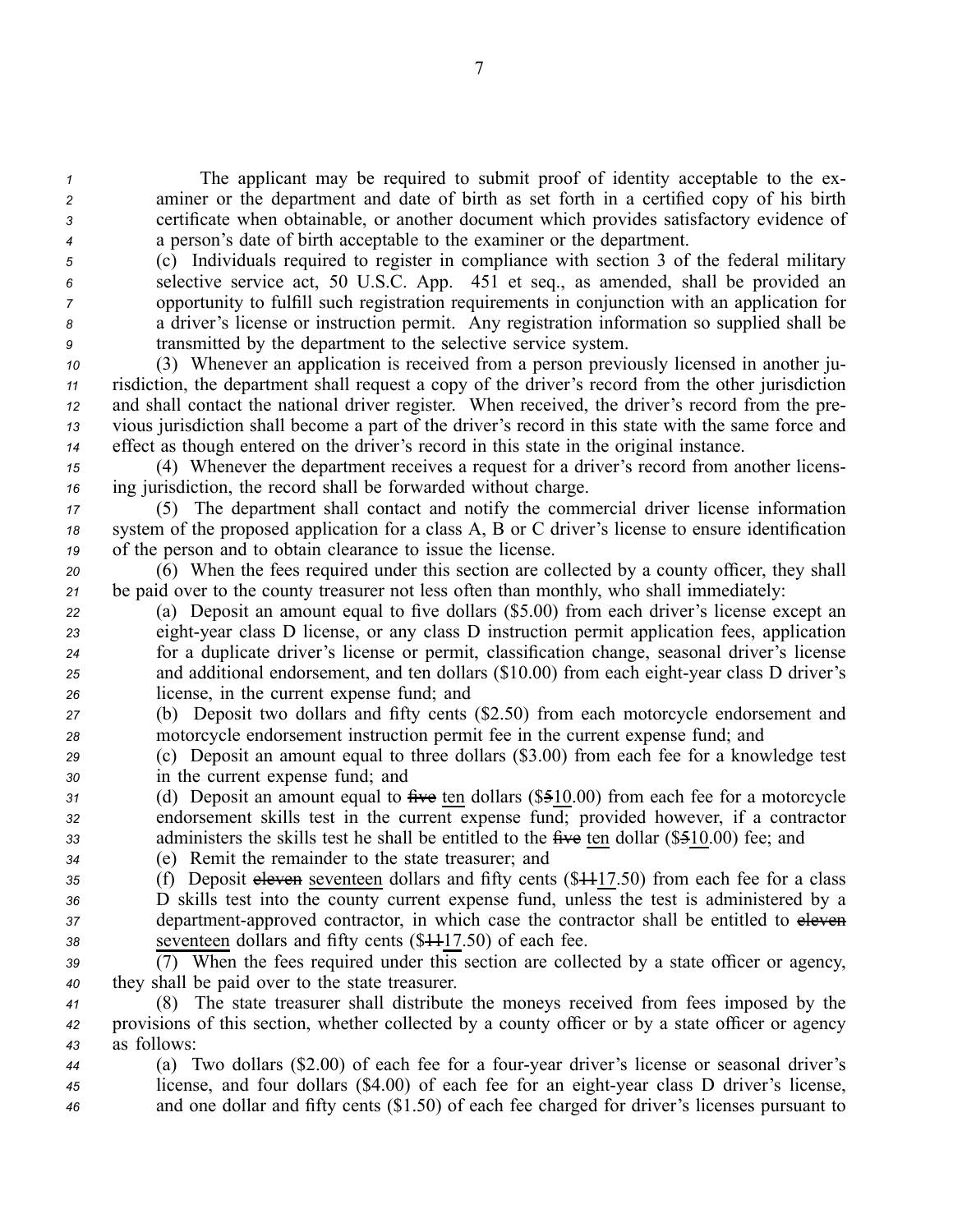The applicant may be required to submit proof of identity acceptable to the examiner or the department and date of birth as set forth in a certified copy of his birth certificate when obtainable, or another document which provides satisfactory evidence of a person's date of birth acceptable to the examiner or the department.

(c) Individuals required to register in compliance with section 3 of the federal military selective service act, 50 U.S.C. App. 451 et seq., as amended, shall be provided an opportunity to fulfill such registration requirements in conjunction with an application for a driver's license or instruction permit. Any registration information so supplied shall be transmitted by the department to the selective service system.

(3) Whenever an application is received from a person previously licensed in another jurisdiction, the department shall request a copy of the driver's record from the other jurisdiction and shall contact the national driver register. When received, the driver's record from the previous jurisdiction shall become a part of the driver's record in this state with the same force and effect as though entered on the driver's record in this state in the original instance.

(4) Whenever the department receives a request for a driver's record from another licensing jurisdiction, the record shall be forwarded without charge.

(5) The department shall contact and notify the commercial driver license information system of the proposed application for a class A, B or C driver's license to ensure identification of the person and to obtain clearance to issue the license.

(6) When the fees required under this section are collected by a county officer, they shall be paid over to the county treasurer not less often than monthly, who shall immediately:

(a) Deposit an amount equal to five dollars ($5.00) from each driver's license except an eight-year class D license, or any class D instruction permit application fees, application for a duplicate driver's license or permit, classification change, seasonal driver's license and additional endorsement, and ten dollars ($10.00) from each eight-year class D driver's license, in the current expense fund; and

(b) Deposit two dollars and fifty cents ($2.50) from each motorcycle endorsement and motorcycle endorsement instruction permit fee in the current expense fund; and

(c) Deposit an amount equal to three dollars ($3.00) from each fee for a knowledge test in the current expense fund; and

(d) Deposit an amount equal to ~~five~~ ten dollars ($~~5~~10.00) from each fee for a motorcycle endorsement skills test in the current expense fund; provided however, if a contractor administers the skills test he shall be entitled to the ~~five~~ ten dollar ($~~5~~10.00) fee; and

(e) Remit the remainder to the state treasurer; and

(f) Deposit ~~eleven~~ seventeen dollars and fifty cents ($~~11~~17.50) from each fee for a class D skills test into the county current expense fund, unless the test is administered by a department-approved contractor, in which case the contractor shall be entitled to ~~eleven~~ seventeen dollars and fifty cents ($~~11~~17.50) of each fee.

(7) When the fees required under this section are collected by a state officer or agency, they shall be paid over to the state treasurer.

(8) The state treasurer shall distribute the moneys received from fees imposed by the provisions of this section, whether collected by a county officer or by a state officer or agency as follows:

(a) Two dollars ($2.00) of each fee for a four-year driver's license or seasonal driver's license, and four dollars ($4.00) of each fee for an eight-year class D driver's license, and one dollar and fifty cents ($1.50) of each fee charged for driver's licenses pursuant to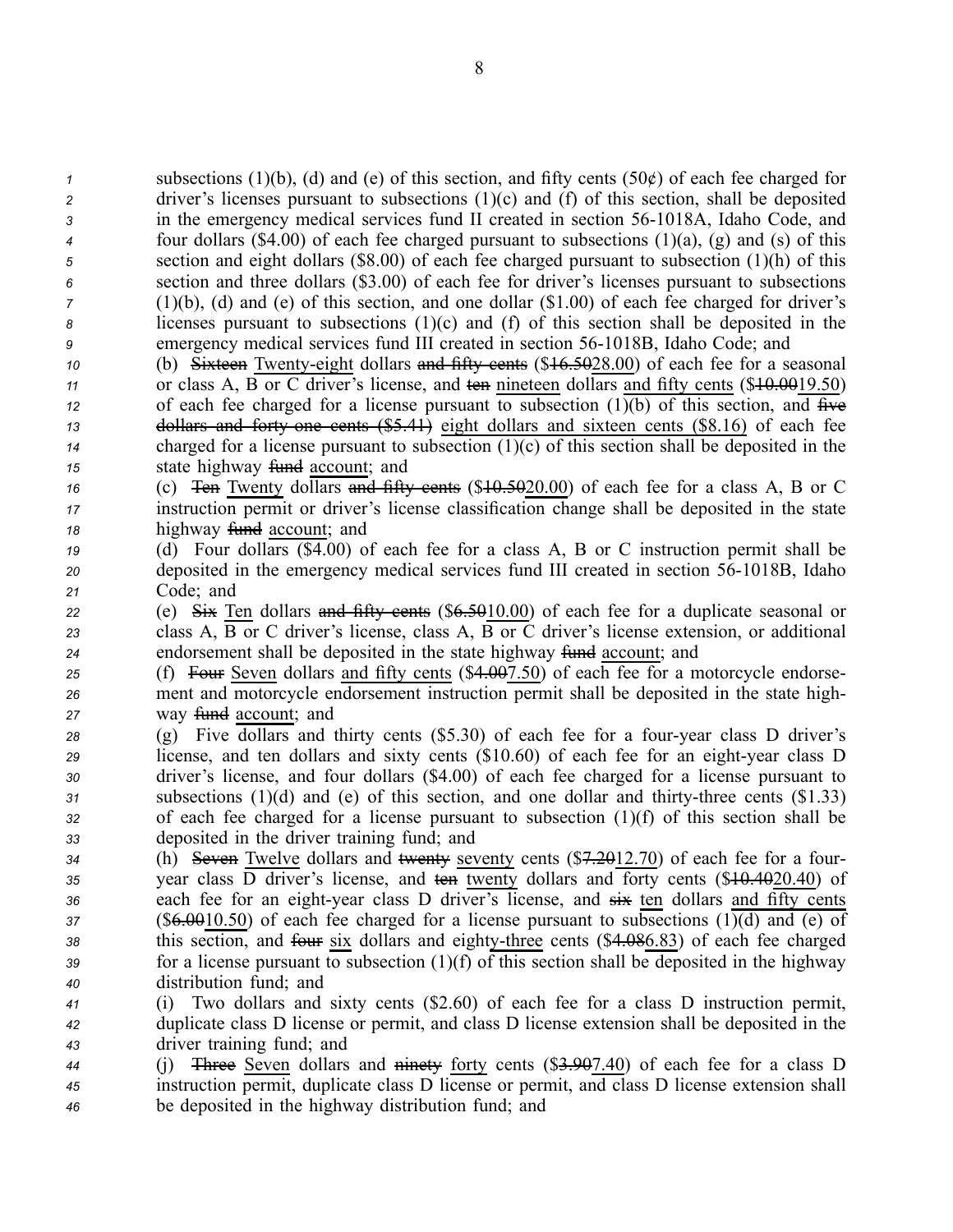subsections (1)(b), (d) and (e) of this section, and fifty cents (50¢) of each fee charged for driver's licenses pursuant to subsections (1)(c) and (f) of this section, shall be deposited in the emergency medical services fund II created in section 56-1018A, Idaho Code, and four dollars ($4.00) of each fee charged pursuant to subsections (1)(a), (g) and (s) of this section and eight dollars ($8.00) of each fee charged pursuant to subsection (1)(h) of this section and three dollars ($3.00) of each fee for driver's licenses pursuant to subsections (1)(b), (d) and (e) of this section, and one dollar ($1.00) of each fee charged for driver's licenses pursuant to subsections (1)(c) and (f) of this section shall be deposited in the emergency medical services fund III created in section 56-1018B, Idaho Code; and

(b) ~~Sixteen~~ Twenty-eight dollars ~~and fifty cents~~ ($~~16.50~~28.00) of each fee for a seasonal or class A, B or C driver's license, and ~~ten~~ nineteen dollars and fifty cents ($~~10.00~~19.50) of each fee charged for a license pursuant to subsection (1)(b) of this section, and ~~five dollars and forty-one cents ($5.41)~~ eight dollars and sixteen cents ($8.16) of each fee charged for a license pursuant to subsection (1)(c) of this section shall be deposited in the state highway ~~fund~~ account; and

(c) ~~Ten~~ Twenty dollars ~~and fifty cents~~ ($~~10.50~~20.00) of each fee for a class A, B or C instruction permit or driver's license classification change shall be deposited in the state highway ~~fund~~ account; and

(d) Four dollars ($4.00) of each fee for a class A, B or C instruction permit shall be deposited in the emergency medical services fund III created in section 56-1018B, Idaho Code; and

(e) ~~Six~~ Ten dollars ~~and fifty cents~~ ($~~6.50~~10.00) of each fee for a duplicate seasonal or class A, B or C driver's license, class A, B or C driver's license extension, or additional endorsement shall be deposited in the state highway ~~fund~~ account; and

(f) ~~Four~~ Seven dollars and fifty cents ($~~4.00~~7.50) of each fee for a motorcycle endorsement and motorcycle endorsement instruction permit shall be deposited in the state highway ~~fund~~ account; and

(g) Five dollars and thirty cents ($5.30) of each fee for a four-year class D driver's license, and ten dollars and sixty cents ($10.60) of each fee for an eight-year class D driver's license, and four dollars ($4.00) of each fee charged for a license pursuant to subsections (1)(d) and (e) of this section, and one dollar and thirty-three cents ($1.33) of each fee charged for a license pursuant to subsection (1)(f) of this section shall be deposited in the driver training fund; and

(h) ~~Seven~~ Twelve dollars and ~~twenty~~ seventy cents ($~~7.20~~12.70) of each fee for a four-year class D driver's license, and ~~ten~~ twenty dollars and forty cents ($~~10.40~~20.40) of each fee for an eight-year class D driver's license, and ~~six~~ ten dollars and fifty cents ($~~6.00~~10.50) of each fee charged for a license pursuant to subsections (1)(d) and (e) of this section, and ~~four~~ six dollars and eighty-three cents ($~~4.08~~6.83) of each fee charged for a license pursuant to subsection (1)(f) of this section shall be deposited in the highway distribution fund; and

(i) Two dollars and sixty cents ($2.60) of each fee for a class D instruction permit, duplicate class D license or permit, and class D license extension shall be deposited in the driver training fund; and

(j) ~~Three~~ Seven dollars and ~~ninety~~ forty cents ($~~3.90~~7.40) of each fee for a class D instruction permit, duplicate class D license or permit, and class D license extension shall be deposited in the highway distribution fund; and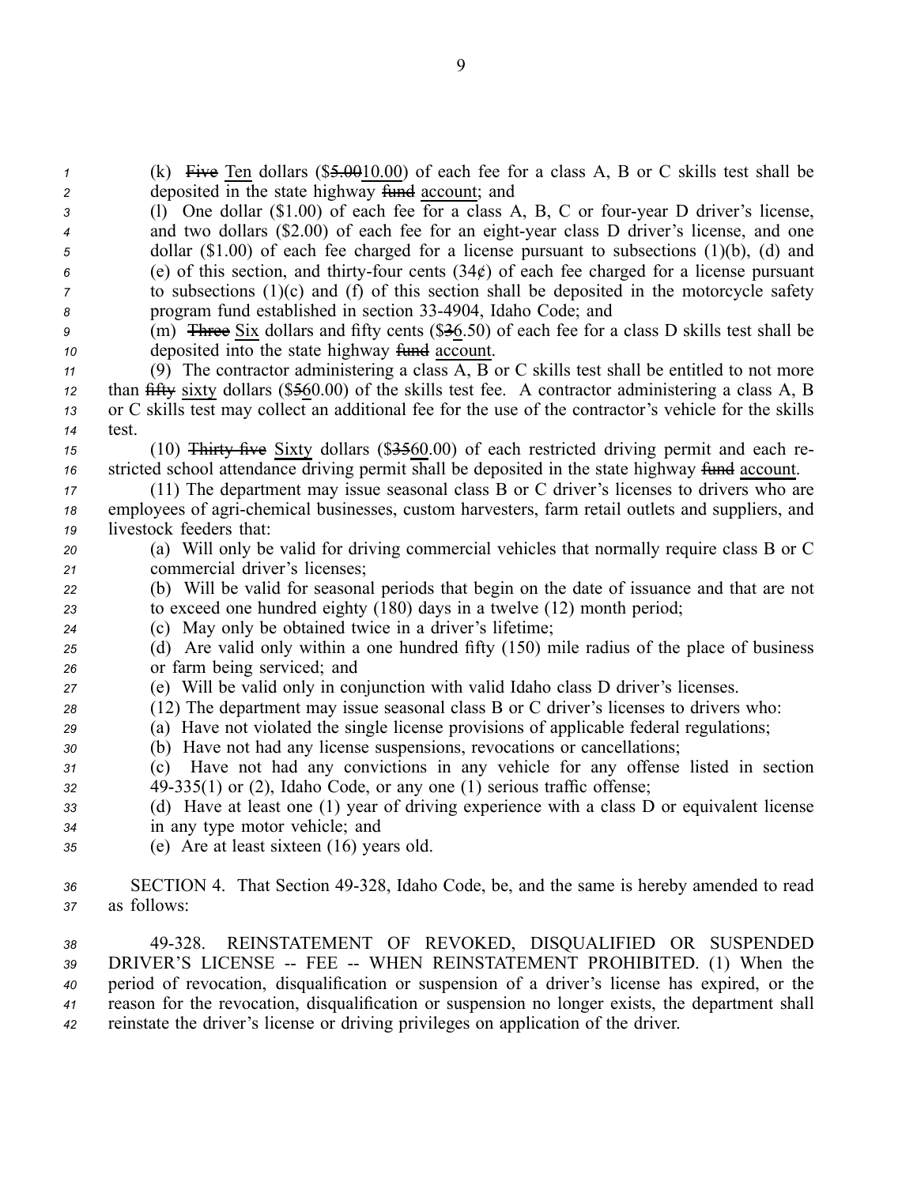(k) ~~Five~~ Ten dollars ($~~5.00~~10.00) of each fee for a class A, B or C skills test shall be deposited in the state highway ~~fund~~ account; and

(l) One dollar ($1.00) of each fee for a class A, B, C or four-year D driver's license, and two dollars ($2.00) of each fee for an eight-year class D driver's license, and one dollar ($1.00) of each fee charged for a license pursuant to subsections (1)(b), (d) and (e) of this section, and thirty-four cents (34¢) of each fee charged for a license pursuant to subsections (1)(c) and (f) of this section shall be deposited in the motorcycle safety program fund established in section 33-4904, Idaho Code; and

(m) ~~Three~~ Six dollars and fifty cents ($~~3~~6.50) of each fee for a class D skills test shall be deposited into the state highway ~~fund~~ account.

(9) The contractor administering a class A, B or C skills test shall be entitled to not more than ~~fifty~~ sixty dollars ($~~5~~60.00) of the skills test fee. A contractor administering a class A, B or C skills test may collect an additional fee for the use of the contractor's vehicle for the skills test.

(10) ~~Thirty-five~~ Sixty dollars ($~~35~~60.00) of each restricted driving permit and each restricted school attendance driving permit shall be deposited in the state highway ~~fund~~ account.

(11) The department may issue seasonal class B or C driver's licenses to drivers who are employees of agri-chemical businesses, custom harvesters, farm retail outlets and suppliers, and livestock feeders that:

(a) Will only be valid for driving commercial vehicles that normally require class B or C commercial driver's licenses;

(b) Will be valid for seasonal periods that begin on the date of issuance and that are not to exceed one hundred eighty (180) days in a twelve (12) month period;

(c) May only be obtained twice in a driver's lifetime;

(d) Are valid only within a one hundred fifty (150) mile radius of the place of business or farm being serviced; and

(e) Will be valid only in conjunction with valid Idaho class D driver's licenses.

(12) The department may issue seasonal class B or C driver's licenses to drivers who:

(a) Have not violated the single license provisions of applicable federal regulations;

(b) Have not had any license suspensions, revocations or cancellations;

(c) Have not had any convictions in any vehicle for any offense listed in section 49-335(1) or (2), Idaho Code, or any one (1) serious traffic offense;

(d) Have at least one (1) year of driving experience with a class D or equivalent license in any type motor vehicle; and

(e) Are at least sixteen (16) years old.

SECTION 4. That Section 49-328, Idaho Code, be, and the same is hereby amended to read as follows:

49-328. REINSTATEMENT OF REVOKED, DISQUALIFIED OR SUSPENDED DRIVER'S LICENSE -- FEE -- WHEN REINSTATEMENT PROHIBITED. (1) When the period of revocation, disqualification or suspension of a driver's license has expired, or the reason for the revocation, disqualification or suspension no longer exists, the department shall reinstate the driver's license or driving privileges on application of the driver.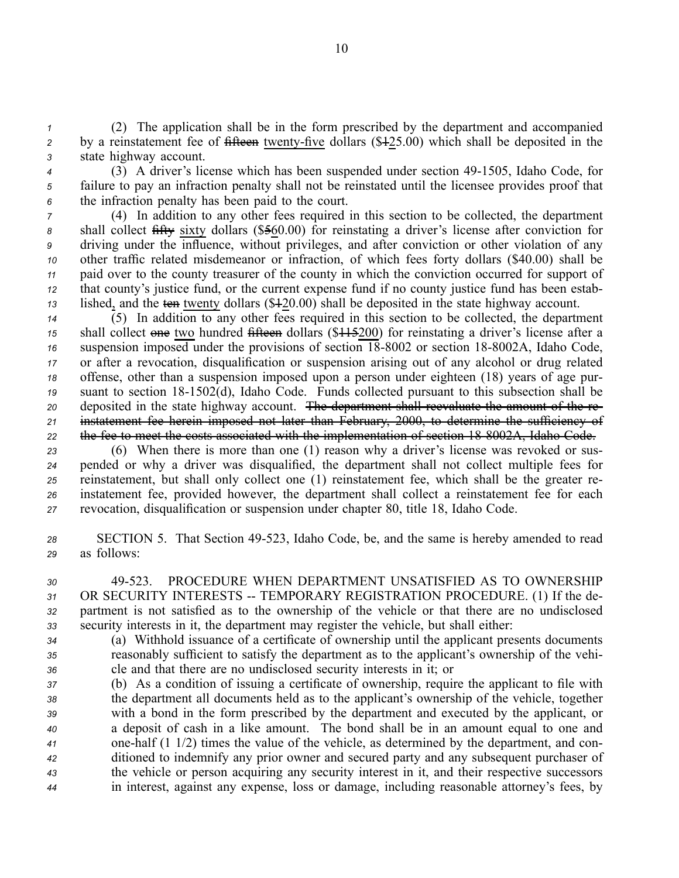(2) The application shall be in the form prescribed by the department and accompanied by a reinstatement fee of ~~fifteen~~ twenty-five dollars ($~~1~~25.00) which shall be deposited in the state highway account.

(3) A driver's license which has been suspended under section 49-1505, Idaho Code, for failure to pay an infraction penalty shall not be reinstated until the licensee provides proof that the infraction penalty has been paid to the court.

(4) In addition to any other fees required in this section to be collected, the department shall collect ~~fifty~~ sixty dollars ($~~5~~60.00) for reinstating a driver's license after conviction for driving under the influence, without privileges, and after conviction or other violation of any other traffic related misdemeanor or infraction, of which fees forty dollars ($40.00) shall be paid over to the county treasurer of the county in which the conviction occurred for support of that county's justice fund, or the current expense fund if no county justice fund has been established, and the ~~ten~~ twenty dollars ($~~1~~20.00) shall be deposited in the state highway account.

(5) In addition to any other fees required in this section to be collected, the department shall collect ~~one~~ two hundred ~~fifteen~~ dollars ($~~115~~200) for reinstating a driver's license after a suspension imposed under the provisions of section 18-8002 or section 18-8002A, Idaho Code, or after a revocation, disqualification or suspension arising out of any alcohol or drug related offense, other than a suspension imposed upon a person under eighteen (18) years of age pursuant to section 18-1502(d), Idaho Code. Funds collected pursuant to this subsection shall be deposited in the state highway account. ~~The department shall reevaluate the amount of the reinstatement fee herein imposed not later than February, 2000, to determine the sufficiency of the fee to meet the costs associated with the implementation of section 18-8002A, Idaho Code.~~

(6) When there is more than one (1) reason why a driver's license was revoked or suspended or why a driver was disqualified, the department shall not collect multiple fees for reinstatement, but shall only collect one (1) reinstatement fee, which shall be the greater reinstatement fee, provided however, the department shall collect a reinstatement fee for each revocation, disqualification or suspension under chapter 80, title 18, Idaho Code.

SECTION 5. That Section 49-523, Idaho Code, be, and the same is hereby amended to read as follows:

49-523. PROCEDURE WHEN DEPARTMENT UNSATISFIED AS TO OWNERSHIP OR SECURITY INTERESTS -- TEMPORARY REGISTRATION PROCEDURE. (1) If the department is not satisfied as to the ownership of the vehicle or that there are no undisclosed security interests in it, the department may register the vehicle, but shall either:

(a) Withhold issuance of a certificate of ownership until the applicant presents documents reasonably sufficient to satisfy the department as to the applicant's ownership of the vehicle and that there are no undisclosed security interests in it; or

(b) As a condition of issuing a certificate of ownership, require the applicant to file with the department all documents held as to the applicant's ownership of the vehicle, together with a bond in the form prescribed by the department and executed by the applicant, or a deposit of cash in a like amount. The bond shall be in an amount equal to one and one-half (1 1/2) times the value of the vehicle, as determined by the department, and conditioned to indemnify any prior owner and secured party and any subsequent purchaser of the vehicle or person acquiring any security interest in it, and their respective successors in interest, against any expense, loss or damage, including reasonable attorney's fees, by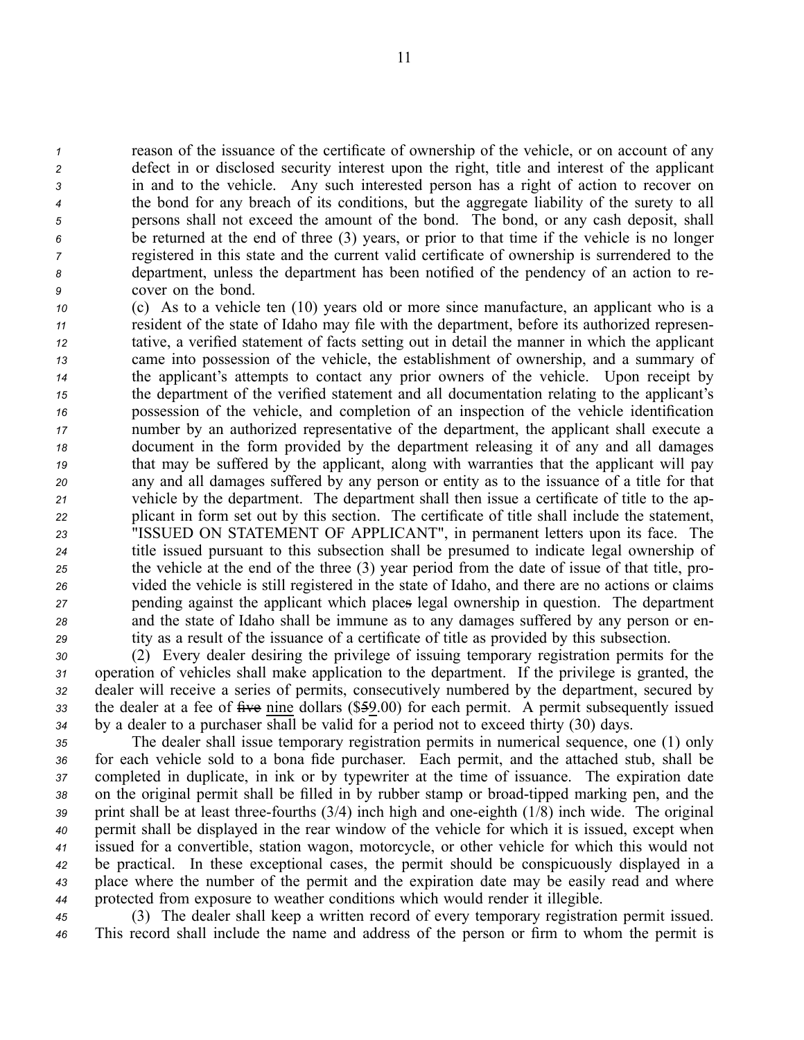reason of the issuance of the certificate of ownership of the vehicle, or on account of any defect in or disclosed security interest upon the right, title and interest of the applicant in and to the vehicle. Any such interested person has a right of action to recover on the bond for any breach of its conditions, but the aggregate liability of the surety to all persons shall not exceed the amount of the bond. The bond, or any cash deposit, shall be returned at the end of three (3) years, or prior to that time if the vehicle is no longer registered in this state and the current valid certificate of ownership is surrendered to the department, unless the department has been notified of the pendency of an action to recover on the bond.

(c) As to a vehicle ten (10) years old or more since manufacture, an applicant who is a resident of the state of Idaho may file with the department, before its authorized representative, a verified statement of facts setting out in detail the manner in which the applicant came into possession of the vehicle, the establishment of ownership, and a summary of the applicant's attempts to contact any prior owners of the vehicle. Upon receipt by the department of the verified statement and all documentation relating to the applicant's possession of the vehicle, and completion of an inspection of the vehicle identification number by an authorized representative of the department, the applicant shall execute a document in the form provided by the department releasing it of any and all damages that may be suffered by the applicant, along with warranties that the applicant will pay any and all damages suffered by any person or entity as to the issuance of a title for that vehicle by the department. The department shall then issue a certificate of title to the applicant in form set out by this section. The certificate of title shall include the statement, "ISSUED ON STATEMENT OF APPLICANT", in permanent letters upon its face. The title issued pursuant to this subsection shall be presumed to indicate legal ownership of the vehicle at the end of the three (3) year period from the date of issue of that title, provided the vehicle is still registered in the state of Idaho, and there are no actions or claims pending against the applicant which places legal ownership in question. The department and the state of Idaho shall be immune as to any damages suffered by any person or entity as a result of the issuance of a certificate of title as provided by this subsection.

(2) Every dealer desiring the privilege of issuing temporary registration permits for the operation of vehicles shall make application to the department. If the privilege is granted, the dealer will receive a series of permits, consecutively numbered by the department, secured by the dealer at a fee of ~~five~~ nine dollars ($~~5~~9.00) for each permit. A permit subsequently issued by a dealer to a purchaser shall be valid for a period not to exceed thirty (30) days.

The dealer shall issue temporary registration permits in numerical sequence, one (1) only for each vehicle sold to a bona fide purchaser. Each permit, and the attached stub, shall be completed in duplicate, in ink or by typewriter at the time of issuance. The expiration date on the original permit shall be filled in by rubber stamp or broad-tipped marking pen, and the print shall be at least three-fourths (3/4) inch high and one-eighth (1/8) inch wide. The original permit shall be displayed in the rear window of the vehicle for which it is issued, except when issued for a convertible, station wagon, motorcycle, or other vehicle for which this would not be practical. In these exceptional cases, the permit should be conspicuously displayed in a place where the number of the permit and the expiration date may be easily read and where protected from exposure to weather conditions which would render it illegible.

(3) The dealer shall keep a written record of every temporary registration permit issued. This record shall include the name and address of the person or firm to whom the permit is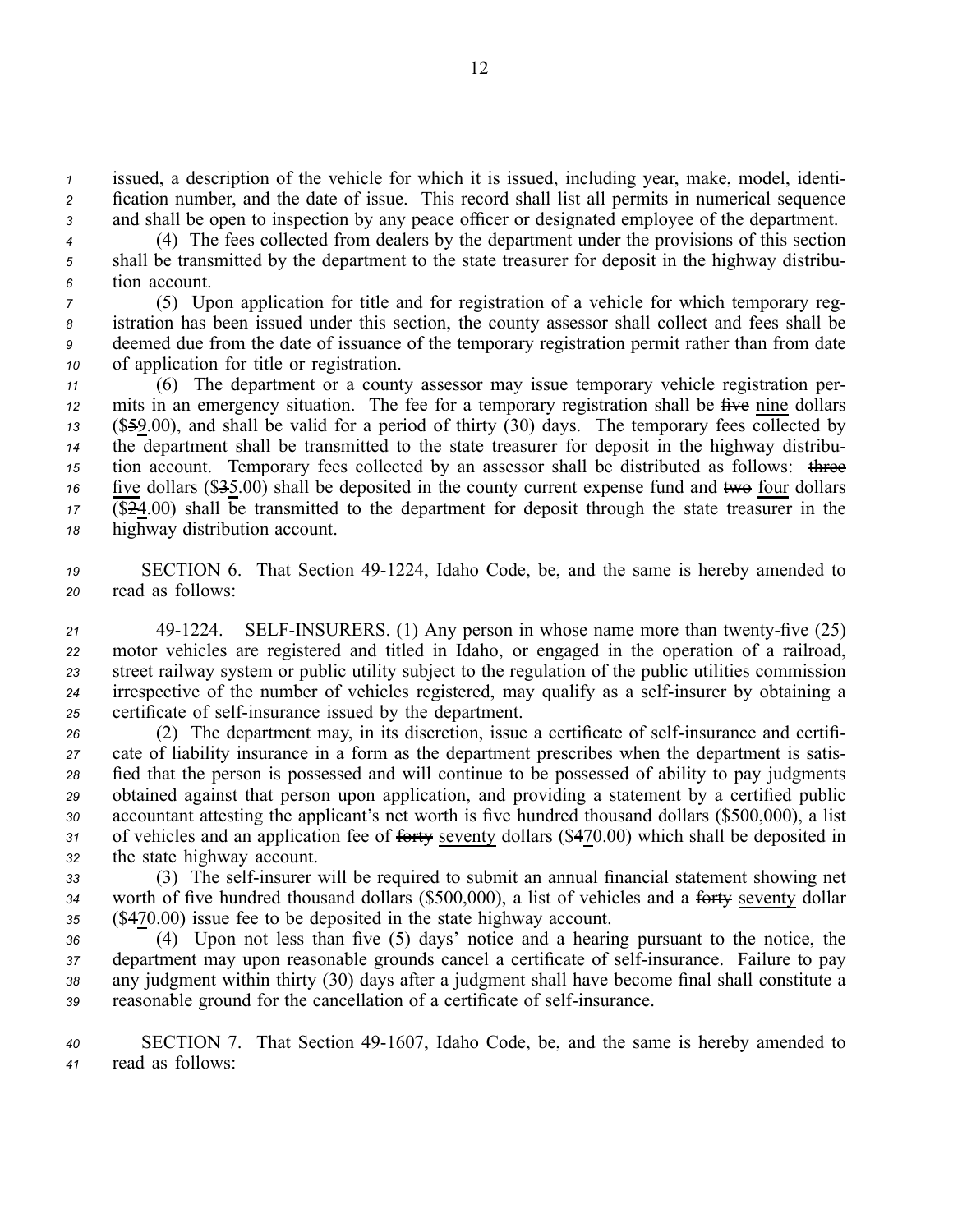issued, a description of the vehicle for which it is issued, including year, make, model, identification number, and the date of issue. This record shall list all permits in numerical sequence and shall be open to inspection by any peace officer or designated employee of the department.

(4) The fees collected from dealers by the department under the provisions of this section shall be transmitted by the department to the state treasurer for deposit in the highway distribution account.

(5) Upon application for title and for registration of a vehicle for which temporary registration has been issued under this section, the county assessor shall collect and fees shall be deemed due from the date of issuance of the temporary registration permit rather than from date of application for title or registration.

(6) The department or a county assessor may issue temporary vehicle registration permits in an emergency situation. The fee for a temporary registration shall be ~~five~~ nine dollars ($~~5~~9.00), and shall be valid for a period of thirty (30) days. The temporary fees collected by the department shall be transmitted to the state treasurer for deposit in the highway distribution account. Temporary fees collected by an assessor shall be distributed as follows: ~~three~~ five dollars ($~~3~~5.00) shall be deposited in the county current expense fund and ~~two~~ four dollars ($~~2~~4.00) shall be transmitted to the department for deposit through the state treasurer in the highway distribution account.

SECTION 6. That Section 49-1224, Idaho Code, be, and the same is hereby amended to read as follows:

49-1224. SELF-INSURERS. (1) Any person in whose name more than twenty-five (25) motor vehicles are registered and titled in Idaho, or engaged in the operation of a railroad, street railway system or public utility subject to the regulation of the public utilities commission irrespective of the number of vehicles registered, may qualify as a self-insurer by obtaining a certificate of self-insurance issued by the department.

(2) The department may, in its discretion, issue a certificate of self-insurance and certificate of liability insurance in a form as the department prescribes when the department is satisfied that the person is possessed and will continue to be possessed of ability to pay judgments obtained against that person upon application, and providing a statement by a certified public accountant attesting the applicant's net worth is five hundred thousand dollars ($500,000), a list of vehicles and an application fee of ~~forty~~ seventy dollars ($~~4~~70.00) which shall be deposited in the state highway account.

(3) The self-insurer will be required to submit an annual financial statement showing net worth of five hundred thousand dollars ($500,000), a list of vehicles and a ~~forty~~ seventy dollar ($~~4~~70.00) issue fee to be deposited in the state highway account.

(4) Upon not less than five (5) days' notice and a hearing pursuant to the notice, the department may upon reasonable grounds cancel a certificate of self-insurance. Failure to pay any judgment within thirty (30) days after a judgment shall have become final shall constitute a reasonable ground for the cancellation of a certificate of self-insurance.

SECTION 7. That Section 49-1607, Idaho Code, be, and the same is hereby amended to read as follows: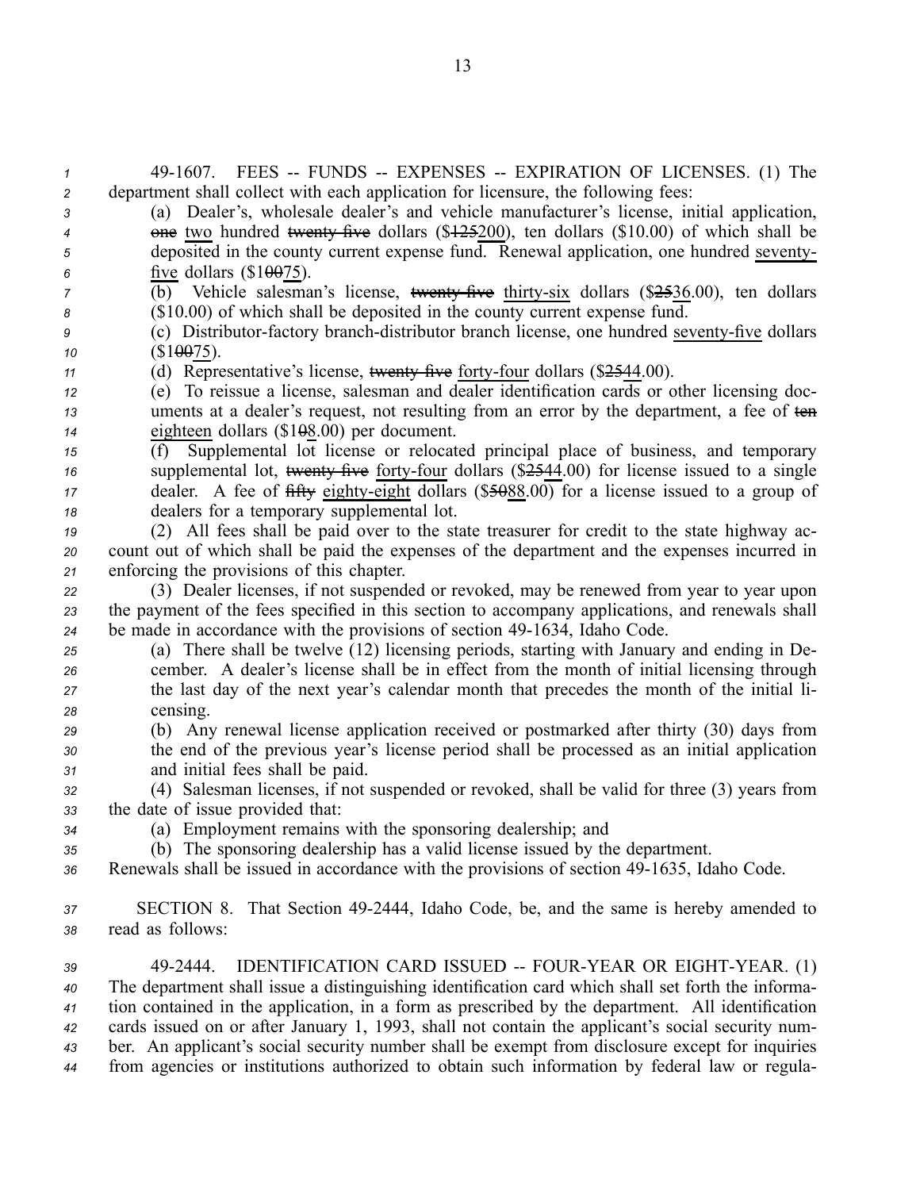49-1607. FEES -- FUNDS -- EXPENSES -- EXPIRATION OF LICENSES. (1) The department shall collect with each application for licensure, the following fees:

(a) Dealer's, wholesale dealer's and vehicle manufacturer's license, initial application, ~~one~~ two hundred ~~twenty-five~~ dollars ($~~125~~200), ten dollars ($10.00) of which shall be deposited in the county current expense fund. Renewal application, one hundred seventy-five dollars ($1~~00~~75).

(b) Vehicle salesman's license, ~~twenty-five~~ thirty-six dollars ($~~25~~36.00), ten dollars ($10.00) of which shall be deposited in the county current expense fund.

(c) Distributor-factory branch-distributor branch license, one hundred seventy-five dollars ($1~~00~~75).

(d) Representative's license, ~~twenty-five~~ forty-four dollars ($~~25~~44.00).

(e) To reissue a license, salesman and dealer identification cards or other licensing documents at a dealer's request, not resulting from an error by the department, a fee of ~~ten~~ eighteen dollars ($1~~0~~8.00) per document.

(f) Supplemental lot license or relocated principal place of business, and temporary supplemental lot, ~~twenty-five~~ forty-four dollars ($~~25~~44.00) for license issued to a single dealer. A fee of ~~fifty~~ eighty-eight dollars ($~~50~~88.00) for a license issued to a group of dealers for a temporary supplemental lot.

(2) All fees shall be paid over to the state treasurer for credit to the state highway account out of which shall be paid the expenses of the department and the expenses incurred in enforcing the provisions of this chapter.

(3) Dealer licenses, if not suspended or revoked, may be renewed from year to year upon the payment of the fees specified in this section to accompany applications, and renewals shall be made in accordance with the provisions of section 49-1634, Idaho Code.

(a) There shall be twelve (12) licensing periods, starting with January and ending in December. A dealer's license shall be in effect from the month of initial licensing through the last day of the next year's calendar month that precedes the month of the initial licensing.

(b) Any renewal license application received or postmarked after thirty (30) days from the end of the previous year's license period shall be processed as an initial application and initial fees shall be paid.

(4) Salesman licenses, if not suspended or revoked, shall be valid for three (3) years from the date of issue provided that:

(a) Employment remains with the sponsoring dealership; and

(b) The sponsoring dealership has a valid license issued by the department.

Renewals shall be issued in accordance with the provisions of section 49-1635, Idaho Code.

SECTION 8. That Section 49-2444, Idaho Code, be, and the same is hereby amended to read as follows:

49-2444. IDENTIFICATION CARD ISSUED -- FOUR-YEAR OR EIGHT-YEAR. (1) The department shall issue a distinguishing identification card which shall set forth the information contained in the application, in a form as prescribed by the department. All identification cards issued on or after January 1, 1993, shall not contain the applicant's social security number. An applicant's social security number shall be exempt from disclosure except for inquiries from agencies or institutions authorized to obtain such information by federal law or regula-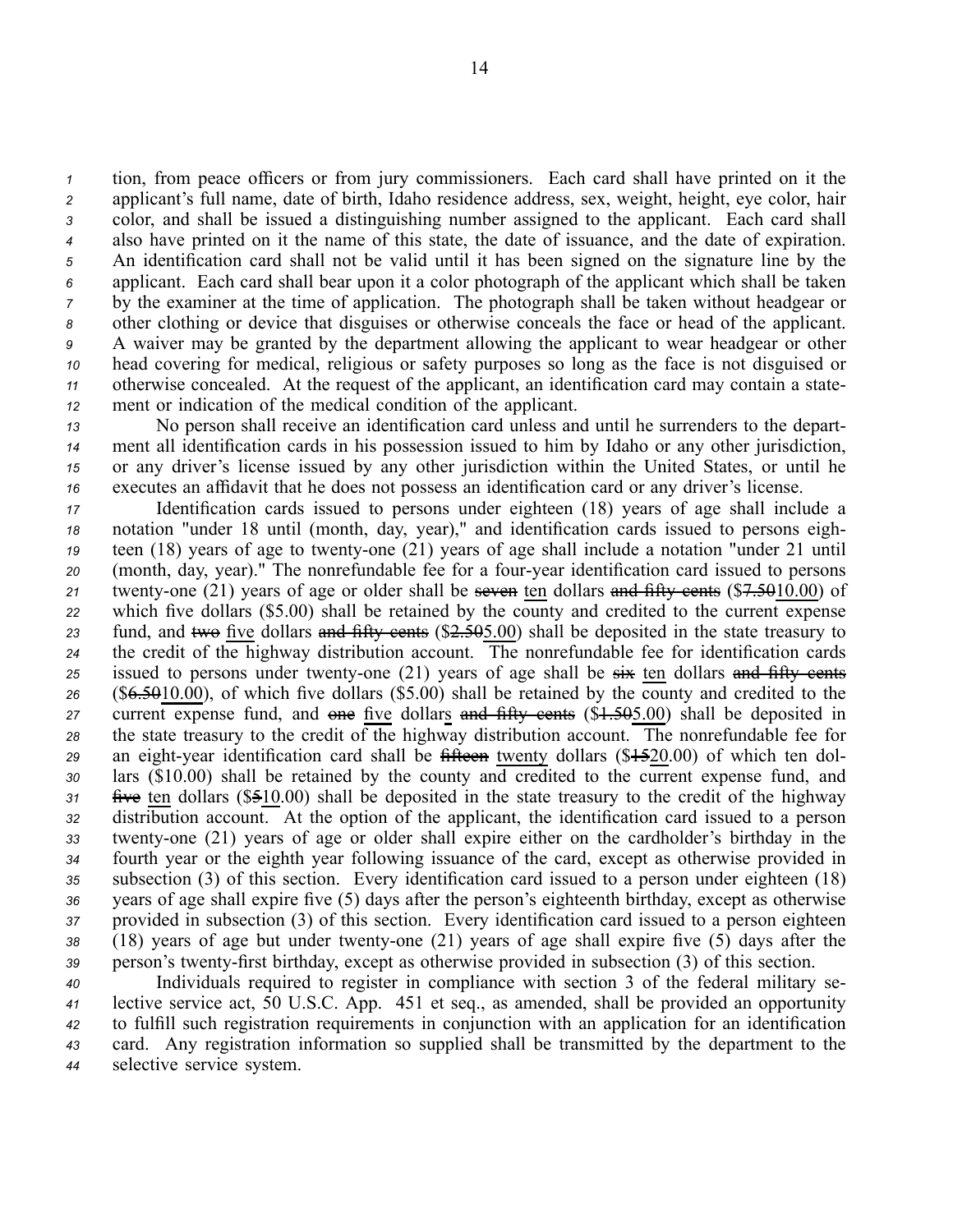tion, from peace officers or from jury commissioners. Each card shall have printed on it the applicant's full name, date of birth, Idaho residence address, sex, weight, height, eye color, hair color, and shall be issued a distinguishing number assigned to the applicant. Each card shall also have printed on it the name of this state, the date of issuance, and the date of expiration. An identification card shall not be valid until it has been signed on the signature line by the applicant. Each card shall bear upon it a color photograph of the applicant which shall be taken by the examiner at the time of application. The photograph shall be taken without headgear or other clothing or device that disguises or otherwise conceals the face or head of the applicant. A waiver may be granted by the department allowing the applicant to wear headgear or other head covering for medical, religious or safety purposes so long as the face is not disguised or otherwise concealed. At the request of the applicant, an identification card may contain a statement or indication of the medical condition of the applicant.

No person shall receive an identification card unless and until he surrenders to the department all identification cards in his possession issued to him by Idaho or any other jurisdiction, or any driver's license issued by any other jurisdiction within the United States, or until he executes an affidavit that he does not possess an identification card or any driver's license.

Identification cards issued to persons under eighteen (18) years of age shall include a notation "under 18 until (month, day, year)," and identification cards issued to persons eighteen (18) years of age to twenty-one (21) years of age shall include a notation "under 21 until (month, day, year)." The nonrefundable fee for a four-year identification card issued to persons twenty-one (21) years of age or older shall be ~~seven~~ ten dollars ~~and fifty cents~~ ($~~7.50~~10.00) of which five dollars ($5.00) shall be retained by the county and credited to the current expense fund, and ~~two~~ five dollars ~~and fifty cents~~ ($~~2.50~~5.00) shall be deposited in the state treasury to the credit of the highway distribution account. The nonrefundable fee for identification cards issued to persons under twenty-one (21) years of age shall be ~~six~~ ten dollars ~~and fifty cents~~ ($~~6.50~~10.00), of which five dollars ($5.00) shall be retained by the county and credited to the current expense fund, and ~~one~~ five dollars ~~and fifty cents~~ ($~~1.50~~5.00) shall be deposited in the state treasury to the credit of the highway distribution account. The nonrefundable fee for an eight-year identification card shall be ~~fifteen~~ twenty dollars ($~~15~~20.00) of which ten dollars ($10.00) shall be retained by the county and credited to the current expense fund, and ~~five~~ ten dollars ($~~5~~10.00) shall be deposited in the state treasury to the credit of the highway distribution account. At the option of the applicant, the identification card issued to a person twenty-one (21) years of age or older shall expire either on the cardholder's birthday in the fourth year or the eighth year following issuance of the card, except as otherwise provided in subsection (3) of this section. Every identification card issued to a person under eighteen (18) years of age shall expire five (5) days after the person's eighteenth birthday, except as otherwise provided in subsection (3) of this section. Every identification card issued to a person eighteen (18) years of age but under twenty-one (21) years of age shall expire five (5) days after the person's twenty-first birthday, except as otherwise provided in subsection (3) of this section.

Individuals required to register in compliance with section 3 of the federal military selective service act, 50 U.S.C. App. 451 et seq., as amended, shall be provided an opportunity to fulfill such registration requirements in conjunction with an application for an identification card. Any registration information so supplied shall be transmitted by the department to the selective service system.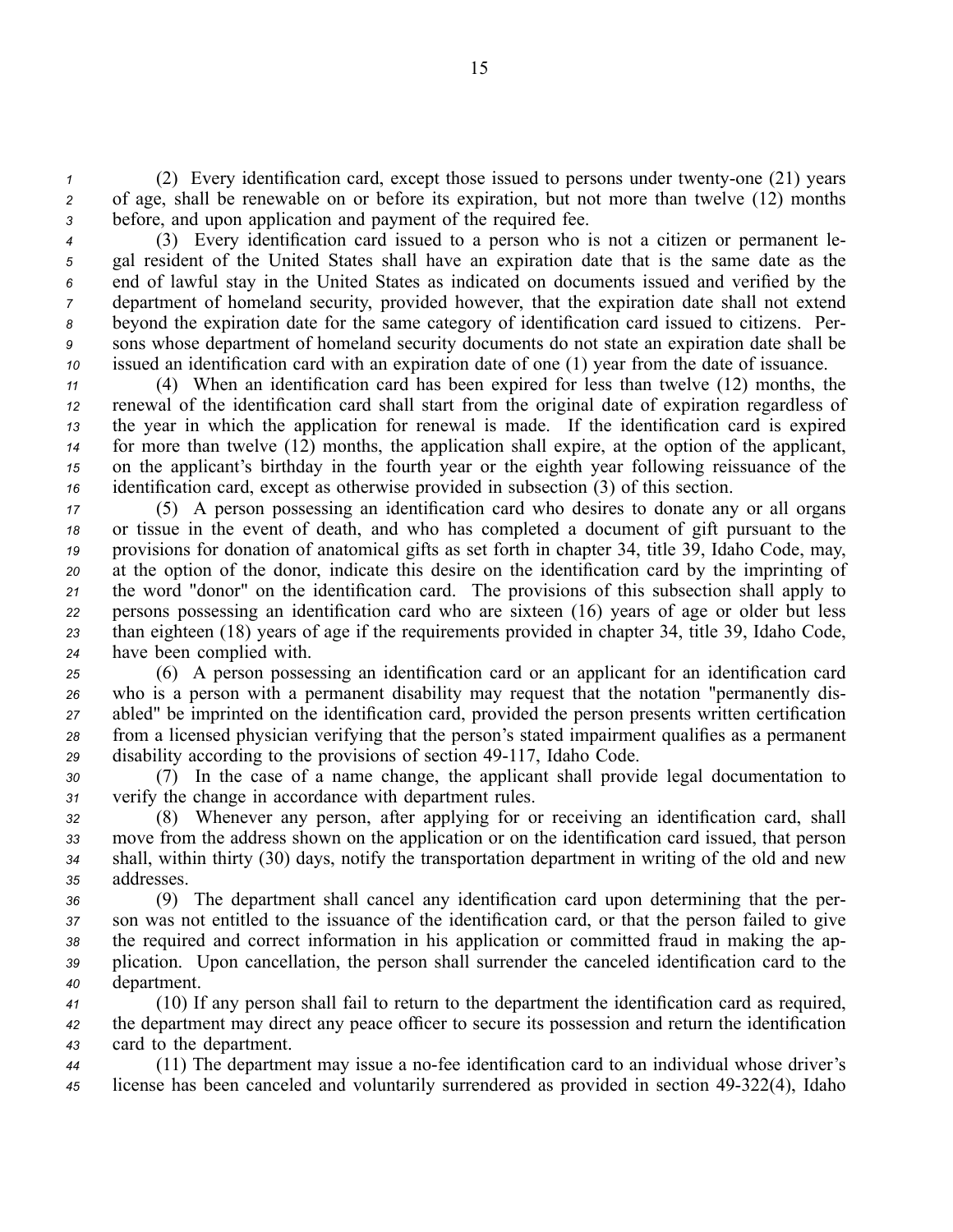(2) Every identification card, except those issued to persons under twenty-one (21) years of age, shall be renewable on or before its expiration, but not more than twelve (12) months before, and upon application and payment of the required fee.

(3) Every identification card issued to a person who is not a citizen or permanent legal resident of the United States shall have an expiration date that is the same date as the end of lawful stay in the United States as indicated on documents issued and verified by the department of homeland security, provided however, that the expiration date shall not extend beyond the expiration date for the same category of identification card issued to citizens. Persons whose department of homeland security documents do not state an expiration date shall be issued an identification card with an expiration date of one (1) year from the date of issuance.

(4) When an identification card has been expired for less than twelve (12) months, the renewal of the identification card shall start from the original date of expiration regardless of the year in which the application for renewal is made. If the identification card is expired for more than twelve (12) months, the application shall expire, at the option of the applicant, on the applicant's birthday in the fourth year or the eighth year following reissuance of the identification card, except as otherwise provided in subsection (3) of this section.

(5) A person possessing an identification card who desires to donate any or all organs or tissue in the event of death, and who has completed a document of gift pursuant to the provisions for donation of anatomical gifts as set forth in chapter 34, title 39, Idaho Code, may, at the option of the donor, indicate this desire on the identification card by the imprinting of the word "donor" on the identification card. The provisions of this subsection shall apply to persons possessing an identification card who are sixteen (16) years of age or older but less than eighteen (18) years of age if the requirements provided in chapter 34, title 39, Idaho Code, have been complied with.

(6) A person possessing an identification card or an applicant for an identification card who is a person with a permanent disability may request that the notation "permanently disabled" be imprinted on the identification card, provided the person presents written certification from a licensed physician verifying that the person's stated impairment qualifies as a permanent disability according to the provisions of section 49-117, Idaho Code.

(7) In the case of a name change, the applicant shall provide legal documentation to verify the change in accordance with department rules.

(8) Whenever any person, after applying for or receiving an identification card, shall move from the address shown on the application or on the identification card issued, that person shall, within thirty (30) days, notify the transportation department in writing of the old and new addresses.

(9) The department shall cancel any identification card upon determining that the person was not entitled to the issuance of the identification card, or that the person failed to give the required and correct information in his application or committed fraud in making the application. Upon cancellation, the person shall surrender the canceled identification card to the department.

(10) If any person shall fail to return to the department the identification card as required, the department may direct any peace officer to secure its possession and return the identification card to the department.

(11) The department may issue a no-fee identification card to an individual whose driver's license has been canceled and voluntarily surrendered as provided in section 49-322(4), Idaho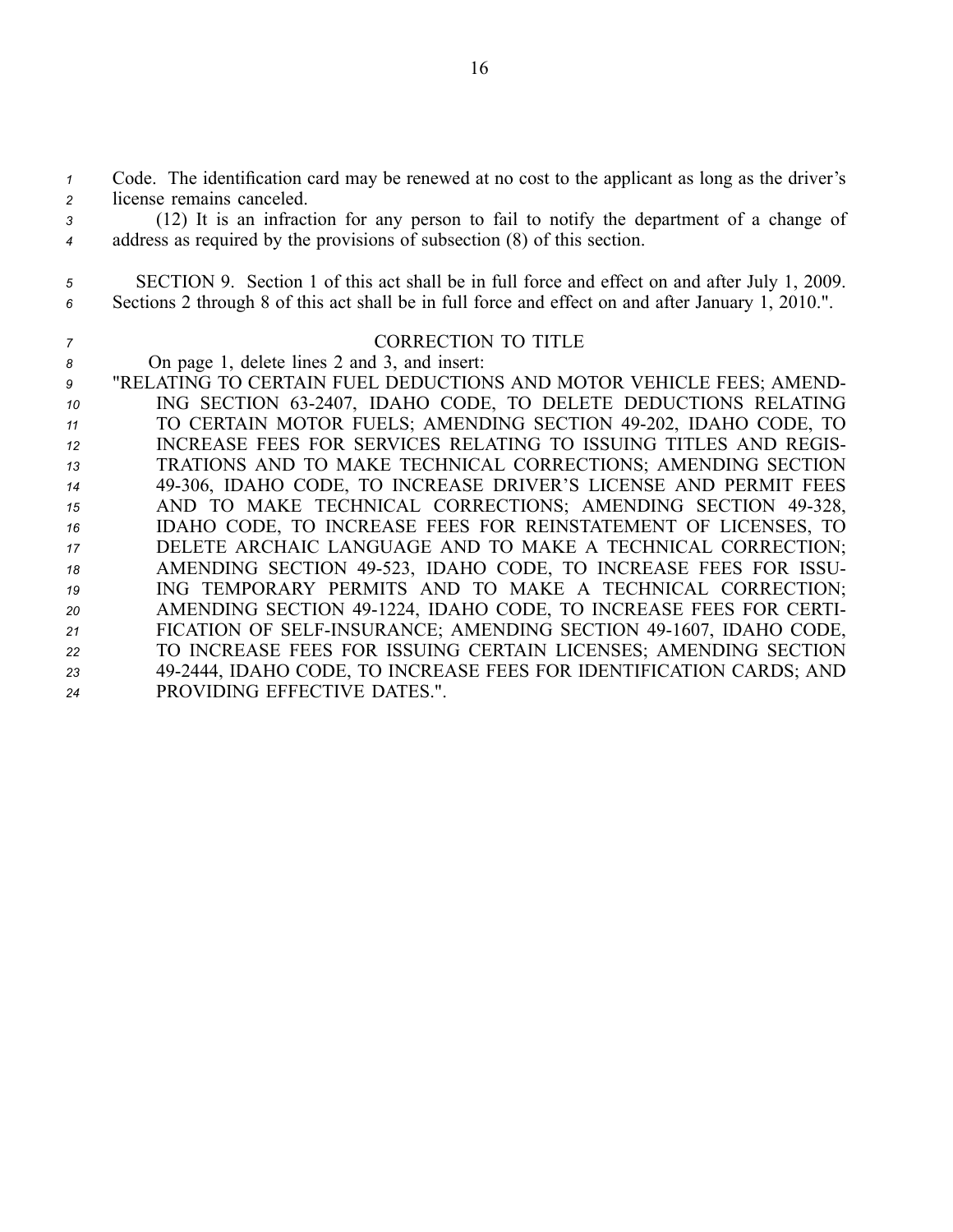Code. The identification card may be renewed at no cost to the applicant as long as the driver's license remains canceled.

(12) It is an infraction for any person to fail to notify the department of a change of address as required by the provisions of subsection (8) of this section.

SECTION 9. Section 1 of this act shall be in full force and effect on and after July 1, 2009. Sections 2 through 8 of this act shall be in full force and effect on and after January 1, 2010.".

CORRECTION TO TITLE

On page 1, delete lines 2 and 3, and insert:

"RELATING TO CERTAIN FUEL DEDUCTIONS AND MOTOR VEHICLE FEES; AMENDING SECTION 63-2407, IDAHO CODE, TO DELETE DEDUCTIONS RELATING TO CERTAIN MOTOR FUELS; AMENDING SECTION 49-202, IDAHO CODE, TO INCREASE FEES FOR SERVICES RELATING TO ISSUING TITLES AND REGISTRATIONS AND TO MAKE TECHNICAL CORRECTIONS; AMENDING SECTION 49-306, IDAHO CODE, TO INCREASE DRIVER'S LICENSE AND PERMIT FEES AND TO MAKE TECHNICAL CORRECTIONS; AMENDING SECTION 49-328, IDAHO CODE, TO INCREASE FEES FOR REINSTATEMENT OF LICENSES, TO DELETE ARCHAIC LANGUAGE AND TO MAKE A TECHNICAL CORRECTION; AMENDING SECTION 49-523, IDAHO CODE, TO INCREASE FEES FOR ISSUING TEMPORARY PERMITS AND TO MAKE A TECHNICAL CORRECTION; AMENDING SECTION 49-1224, IDAHO CODE, TO INCREASE FEES FOR CERTIFICATION OF SELF-INSURANCE; AMENDING SECTION 49-1607, IDAHO CODE, TO INCREASE FEES FOR ISSUING CERTAIN LICENSES; AMENDING SECTION 49-2444, IDAHO CODE, TO INCREASE FEES FOR IDENTIFICATION CARDS; AND PROVIDING EFFECTIVE DATES.".